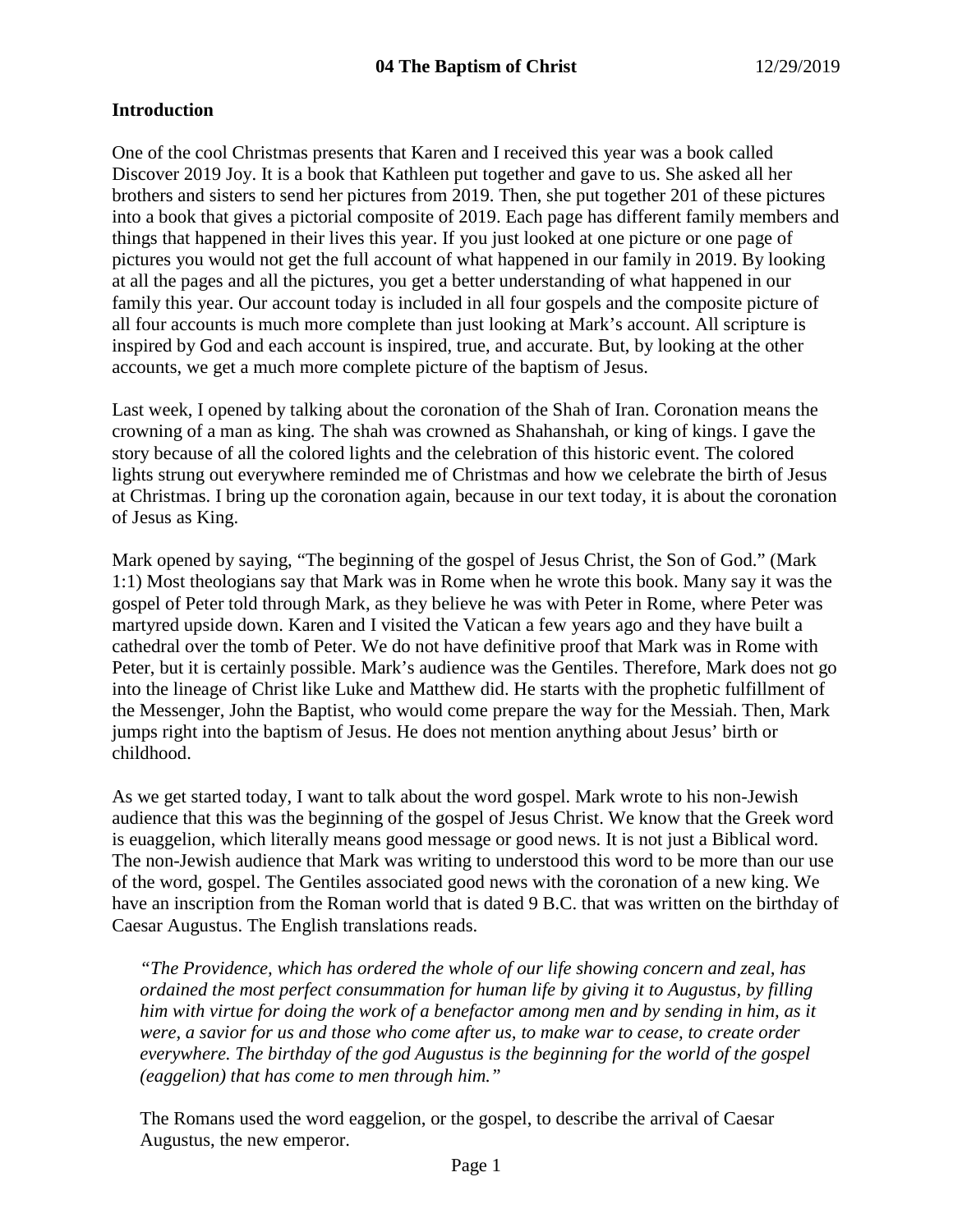# 04 The Baptism of Christ 12/29/2019

## Introduction

One of the cool Christmas presents that Karen and I received this year was a book called Discover 2019 Joy. It is a book that Kathleen put together and gave to us. She asked all her brothers and sisters to send her pictures from 2019. Then, she put together 201 of these pictures into a book that gives a pictorial composite of 2019. Each page has different family members and things that happened in their lives this year. If you just looked at one picture or one page of pictures you would not get the full account of what happened in our family in 2019. By looking at all the pages and all the pictures, you get a better understanding of what happened in our family this year. Our account today is included in all four gospels and the composite picture of all four accounts is much more complete than just looking at Mark's account. All scripture is inspired by God and each account is inspired, true, and accurate. But, by looking at the other accounts, we get a much more complete picture of the baptism of Jesus.

Last week, I opened by talking about the coronation of the Shah of Iran. Coronation means the crowning of a man as king. The shah was crowned as Shahanshah, or king of kings. I gave the story because of all the colored lights and the celebration of this historic event. The colored lights strung out everywhere reminded me of Christmas and how we celebrate the birth of Jesus at Christmas. I bring up the coronation again, because in our text today, it is about the coronation of Jesus as King.

Mark opened by saying, "The beginning of the gospel of Jesus Christ, the Son of God." (Mark 1:1) Most theologians say that Mark was in Rome when he wrote this book. Many say it was the gospel of Peter told through Mark, as they believe he was with Peter in Rome, where Peter was martyred upside down. Karen and I visited the Vatican a few years ago and they have built a cathedral over the tomb of Peter. We do not have definitive proof that Mark was in Rome with Peter, but it is certainly possible. Mark's audience was the Gentiles. Therefore, Mark does not go into the lineage of Christ like Luke and Matthew did. He starts with the prophetic fulfillment of the Messenger, John the Baptist, who would come prepare the way for the Messiah. Then, Mark jumps right into the baptism of Jesus. He does not mention anything about Jesus' birth or childhood.

As we get started today, I want to talk about the word gospel. Mark wrote to his non-Jewish audience that this was the beginning of the gospel of Jesus Christ. We know that the Greek word is euaggelion, which literally means good message or good news. It is not just a Biblical word. The non-Jewish audience that Mark was writing to understood this word to be more than our use of the word, gospel. The Gentiles associated good news with the coronation of a new king. We have an inscription from the Roman world that is dated 9 B.C. that was written on the birthday of Caesar Augustus. The English translations reads.

> *"The Providence, which has ordered the whole of our life showing concern and zeal, has ordained the most perfect consummation for human life by giving it to Augustus, by filling him with virtue for doing the work of a benefactor among men and by sending in him, as it were, a savior for us and those who come after us, to make war to cease, to create order everywhere. The birthday of the god Augustus is the beginning for the world of the gospel (eaggelion) that has come to men through him."*

The Romans used the word eaggelion, or the gospel, to describe the arrival of Caesar Augustus, the new emperor.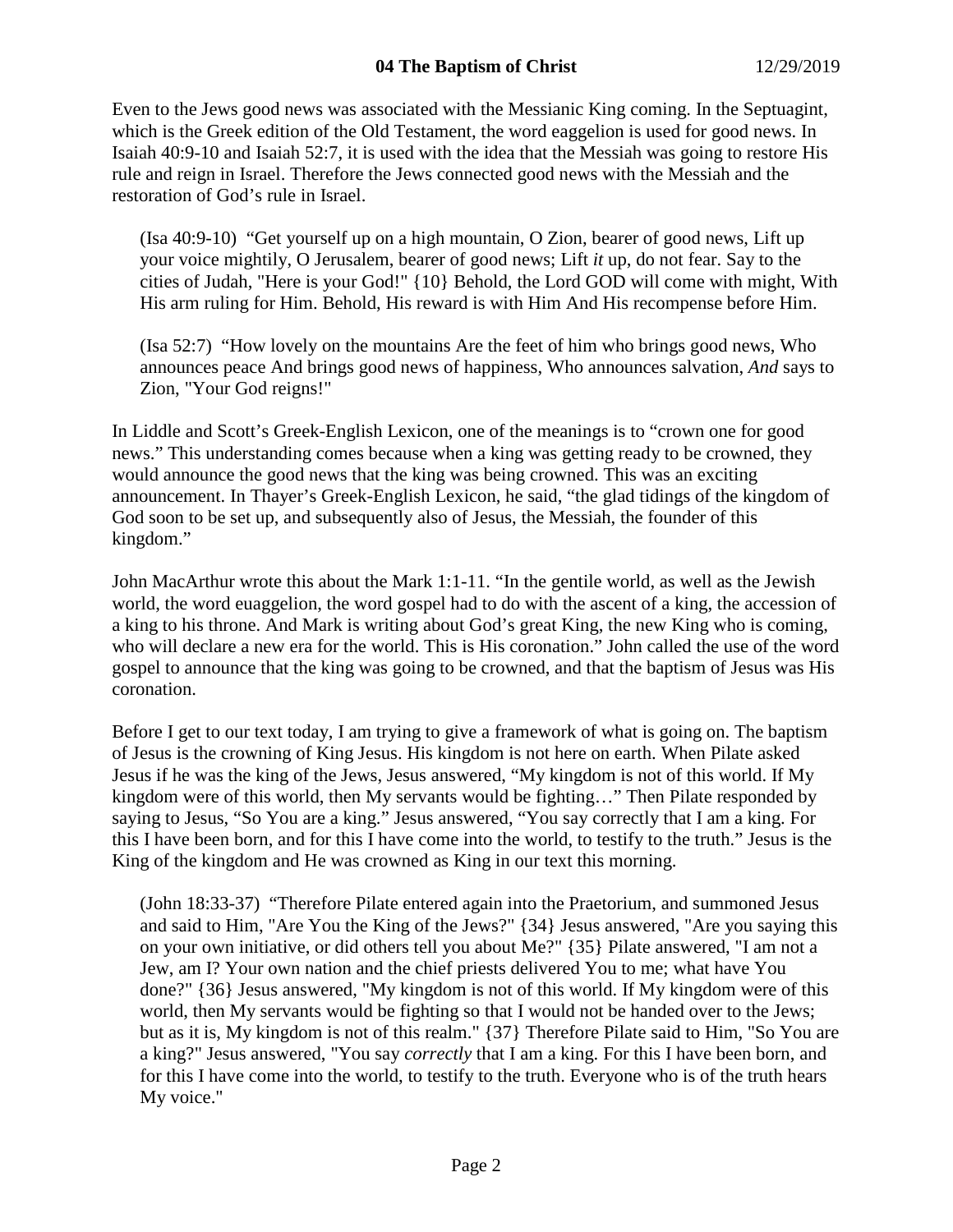Even to the Jews good news was associated with the Messianic King coming. In the Septuagint, which is the Greek edition of the Old Testament, the word eaggelion is used for good news. In Isaiah 40:9-10 and Isaiah 52:7, it is used with the idea that the Messiah was going to restore His rule and reign in Israel. Therefore the Jews connected good news with the Messiah and the restoration of God's rule in Israel.

> (Isa 40:9-10) "Get yourself up on a high mountain, O Zion, bearer of good news, Lift up your voice mightily, O Jerusalem, bearer of good news; Lift *it* up, do not fear. Say to the cities of Judah, "Here is your God!" {10} Behold, the Lord GOD will come with might, With His arm ruling for Him. Behold, His reward is with Him And His recompense before Him.

> (Isa 52:7) "How lovely on the mountains Are the feet of him who brings good news, Who announces peace And brings good news of happiness, Who announces salvation, *And* says to Zion, "Your God reigns!"

In Liddle and Scott's Greek-English Lexicon, one of the meanings is to "crown one for good news." This understanding comes because when a king was getting ready to be crowned, they would announce the good news that the king was being crowned. This was an exciting announcement. In Thayer's Greek-English Lexicon, he said, "the glad tidings of the kingdom of God soon to be set up, and subsequently also of Jesus, the Messiah, the founder of this kingdom."

John MacArthur wrote this about the Mark 1:1-11. "In the gentile world, as well as the Jewish world, the word euaggelion, the word gospel had to do with the ascent of a king, the accession of a king to his throne. And Mark is writing about God's great King, the new King who is coming, who will declare a new era for the world. This is His coronation." John called the use of the word gospel to announce that the king was going to be crowned, and that the baptism of Jesus was His coronation.

Before I get to our text today, I am trying to give a framework of what is going on. The baptism of Jesus is the crowning of King Jesus. His kingdom is not here on earth. When Pilate asked Jesus if he was the king of the Jews, Jesus answered, "My kingdom is not of this world. If My kingdom were of this world, then My servants would be fighting…" Then Pilate responded by saying to Jesus, "So You are a king." Jesus answered, "You say correctly that I am a king. For this I have been born, and for this I have come into the world, to testify to the truth." Jesus is the King of the kingdom and He was crowned as King in our text this morning.

> (John 18:33-37) "Therefore Pilate entered again into the Praetorium, and summoned Jesus and said to Him, "Are You the King of the Jews?" {34} Jesus answered, "Are you saying this on your own initiative, or did others tell you about Me?" {35} Pilate answered, "I am not a Jew, am I? Your own nation and the chief priests delivered You to me; what have You done?" {36} Jesus answered, "My kingdom is not of this world. If My kingdom were of this world, then My servants would be fighting so that I would not be handed over to the Jews; but as it is, My kingdom is not of this realm." {37} Therefore Pilate said to Him, "So You are a king?" Jesus answered, "You say *correctly* that I am a king. For this I have been born, and for this I have come into the world, to testify to the truth. Everyone who is of the truth hears My voice."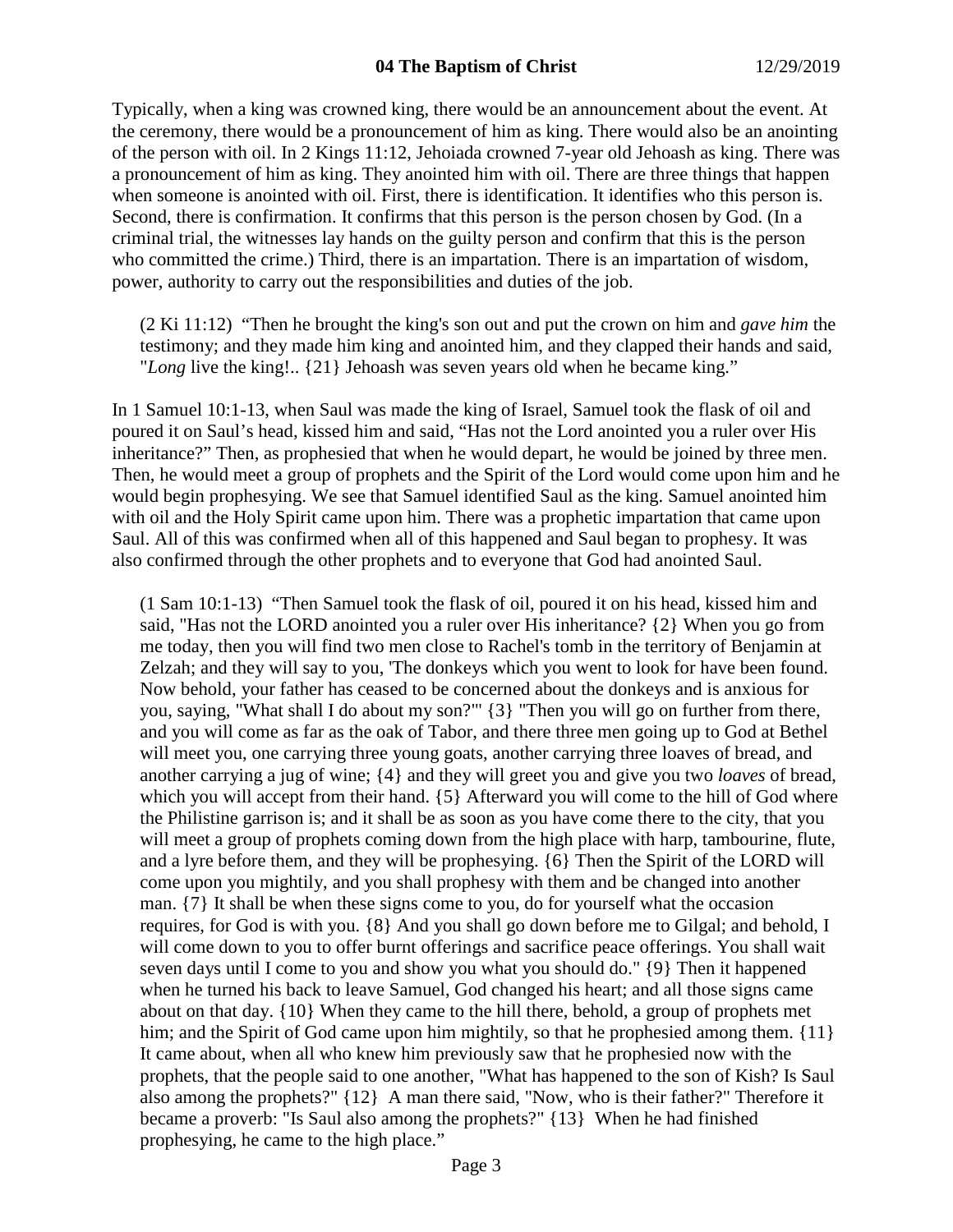Typically, when a king was crowned king, there would be an announcement about the event. At the ceremony, there would be a pronouncement of him as king. There would also be an anointing of the person with oil. In 2 Kings 11:12, Jehoiada crowned 7-year old Jehoash as king. There was a pronouncement of him as king. They anointed him with oil. There are three things that happen when someone is anointed with oil. First, there is identification. It identifies who this person is. Second, there is confirmation. It confirms that this person is the person chosen by God. (In a criminal trial, the witnesses lay hands on the guilty person and confirm that this is the person who committed the crime.) Third, there is an impartation. There is an impartation of wisdom, power, authority to carry out the responsibilities and duties of the job.

> (2 Ki 11:12) "Then he brought the king's son out and put the crown on him and *gave him* the testimony; and they made him king and anointed him, and they clapped their hands and said, "*Long* live the king!.. {21} Jehoash was seven years old when he became king."

In 1 Samuel 10:1-13, when Saul was made the king of Israel, Samuel took the flask of oil and poured it on Saul's head, kissed him and said, "Has not the Lord anointed you a ruler over His inheritance?" Then, as prophesied that when he would depart, he would be joined by three men. Then, he would meet a group of prophets and the Spirit of the Lord would come upon him and he would begin prophesying. We see that Samuel identified Saul as the king. Samuel anointed him with oil and the Holy Spirit came upon him. There was a prophetic impartation that came upon Saul. All of this was confirmed when all of this happened and Saul began to prophesy. It was also confirmed through the other prophets and to everyone that God had anointed Saul.

> (1 Sam 10:1-13) "Then Samuel took the flask of oil, poured it on his head, kissed him and said, "Has not the LORD anointed you a ruler over His inheritance? {2} When you go from me today, then you will find two men close to Rachel's tomb in the territory of Benjamin at Zelzah; and they will say to you, 'The donkeys which you went to look for have been found. Now behold, your father has ceased to be concerned about the donkeys and is anxious for you, saying, "What shall I do about my son?"' {3} "Then you will go on further from there, and you will come as far as the oak of Tabor, and there three men going up to God at Bethel will meet you, one carrying three young goats, another carrying three loaves of bread, and another carrying a jug of wine; {4} and they will greet you and give you two *loaves* of bread, which you will accept from their hand. {5} Afterward you will come to the hill of God where the Philistine garrison is; and it shall be as soon as you have come there to the city, that you will meet a group of prophets coming down from the high place with harp, tambourine, flute, and a lyre before them, and they will be prophesying. {6} Then the Spirit of the LORD will come upon you mightily, and you shall prophesy with them and be changed into another man. {7} It shall be when these signs come to you, do for yourself what the occasion requires, for God is with you. {8} And you shall go down before me to Gilgal; and behold, I will come down to you to offer burnt offerings and sacrifice peace offerings. You shall wait seven days until I come to you and show you what you should do." {9} Then it happened when he turned his back to leave Samuel, God changed his heart; and all those signs came about on that day. {10} When they came to the hill there, behold, a group of prophets met him; and the Spirit of God came upon him mightily, so that he prophesied among them. {11} It came about, when all who knew him previously saw that he prophesied now with the prophets, that the people said to one another, "What has happened to the son of Kish? Is Saul also among the prophets?" {12} A man there said, "Now, who is their father?" Therefore it became a proverb: "Is Saul also among the prophets?" {13} When he had finished prophesying, he came to the high place."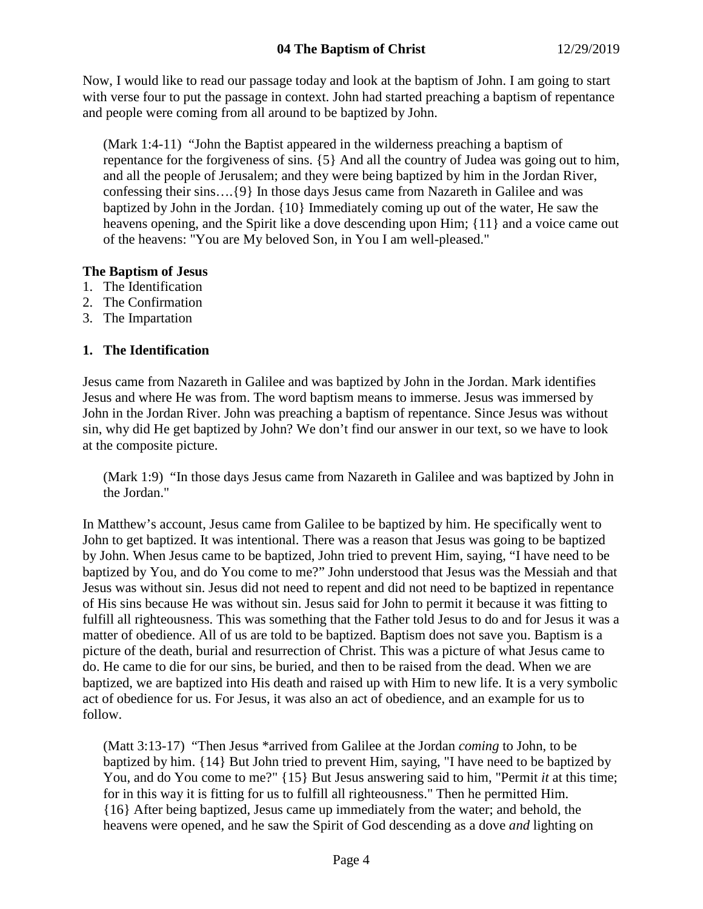Now, I would like to read our passage today and look at the baptism of John. I am going to start with verse four to put the passage in context. John had started preaching a baptism of repentance and people were coming from all around to be baptized by John.

> (Mark 1:4-11) "John the Baptist appeared in the wilderness preaching a baptism of repentance for the forgiveness of sins. {5} And all the country of Judea was going out to him, and all the people of Jerusalem; and they were being baptized by him in the Jordan River, confessing their sins….{9} In those days Jesus came from Nazareth in Galilee and was baptized by John in the Jordan. {10} Immediately coming up out of the water, He saw the heavens opening, and the Spirit like a dove descending upon Him; {11} and a voice came out of the heavens: "You are My beloved Son, in You I am well-pleased."

**The Baptism of Jesus**

1. The Identification
2. The Confirmation
3. The Impartation

**1. The Identification**

Jesus came from Nazareth in Galilee and was baptized by John in the Jordan. Mark identifies Jesus and where He was from. The word baptism means to immerse. Jesus was immersed by John in the Jordan River. John was preaching a baptism of repentance. Since Jesus was without sin, why did He get baptized by John? We don't find our answer in our text, so we have to look at the composite picture.

> (Mark 1:9) "In those days Jesus came from Nazareth in Galilee and was baptized by John in the Jordan."

In Matthew's account, Jesus came from Galilee to be baptized by him. He specifically went to John to get baptized. It was intentional. There was a reason that Jesus was going to be baptized by John. When Jesus came to be baptized, John tried to prevent Him, saying, "I have need to be baptized by You, and do You come to me?" John understood that Jesus was the Messiah and that Jesus was without sin. Jesus did not need to repent and did not need to be baptized in repentance of His sins because He was without sin. Jesus said for John to permit it because it was fitting to fulfill all righteousness. This was something that the Father told Jesus to do and for Jesus it was a matter of obedience. All of us are told to be baptized. Baptism does not save you. Baptism is a picture of the death, burial and resurrection of Christ. This was a picture of what Jesus came to do. He came to die for our sins, be buried, and then to be raised from the dead. When we are baptized, we are baptized into His death and raised up with Him to new life. It is a very symbolic act of obedience for us. For Jesus, it was also an act of obedience, and an example for us to follow.

> (Matt 3:13-17) "Then Jesus *arrived from Galilee at the Jordan *coming* to John, to be baptized by him. {14} But John tried to prevent Him, saying, "I have need to be baptized by You, and do You come to me?" {15} But Jesus answering said to him, "Permit *it* at this time; for in this way it is fitting for us to fulfill all righteousness." Then he permitted Him. {16} After being baptized, Jesus came up immediately from the water; and behold, the heavens were opened, and he saw the Spirit of God descending as a dove *and* lighting on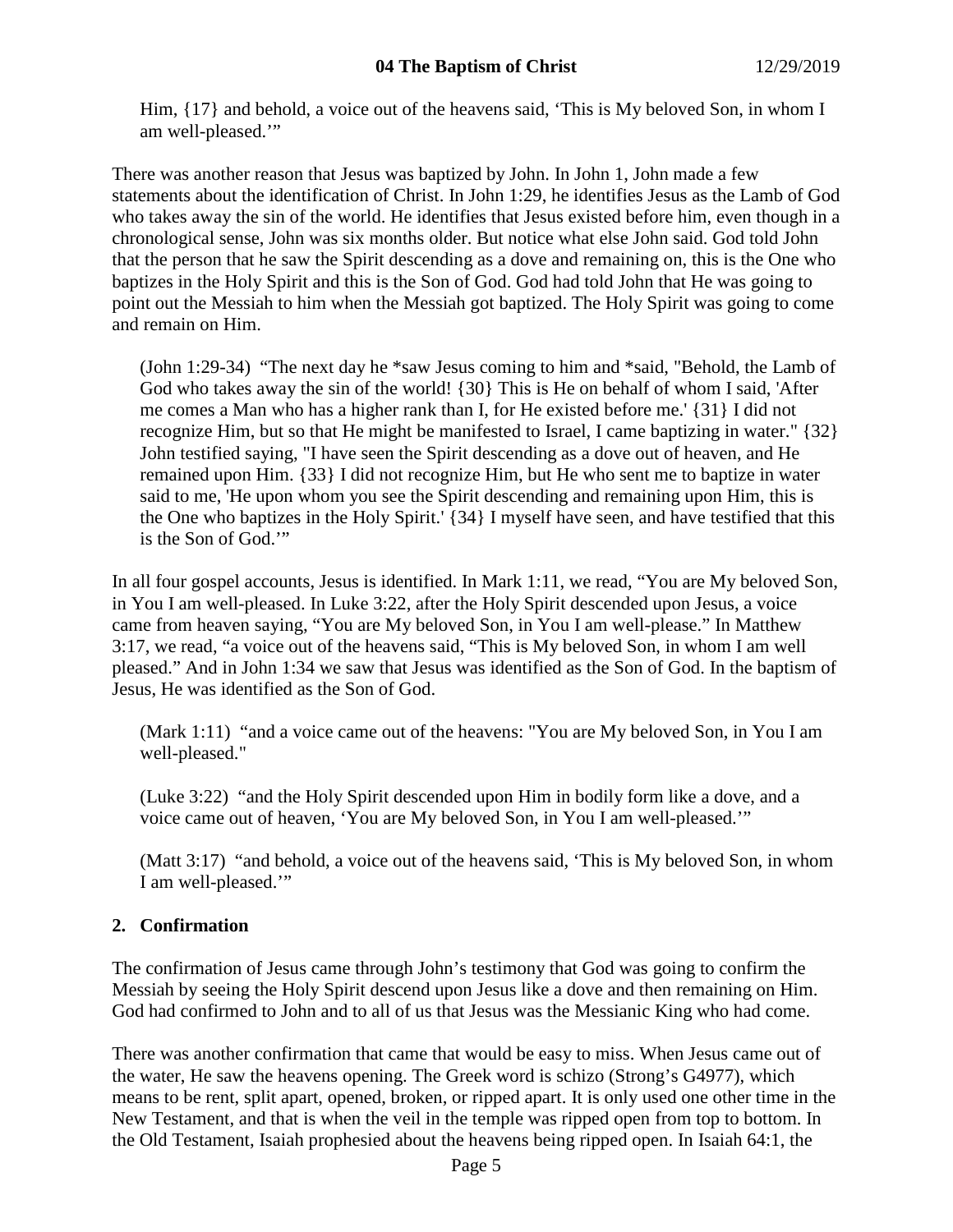Him, {17} and behold, a voice out of the heavens said, 'This is My beloved Son, in whom I am well-pleased.'"

There was another reason that Jesus was baptized by John. In John 1, John made a few statements about the identification of Christ. In John 1:29, he identifies Jesus as the Lamb of God who takes away the sin of the world. He identifies that Jesus existed before him, even though in a chronological sense, John was six months older. But notice what else John said. God told John that the person that he saw the Spirit descending as a dove and remaining on, this is the One who baptizes in the Holy Spirit and this is the Son of God. God had told John that He was going to point out the Messiah to him when the Messiah got baptized. The Holy Spirit was going to come and remain on Him.

(John 1:29-34) "The next day he *saw Jesus coming to him and *said, "Behold, the Lamb of God who takes away the sin of the world! {30} This is He on behalf of whom I said, 'After me comes a Man who has a higher rank than I, for He existed before me.' {31} I did not recognize Him, but so that He might be manifested to Israel, I came baptizing in water." {32} John testified saying, "I have seen the Spirit descending as a dove out of heaven, and He remained upon Him. {33} I did not recognize Him, but He who sent me to baptize in water said to me, 'He upon whom you see the Spirit descending and remaining upon Him, this is the One who baptizes in the Holy Spirit.' {34} I myself have seen, and have testified that this is the Son of God.'"

In all four gospel accounts, Jesus is identified. In Mark 1:11, we read, "You are My beloved Son, in You I am well-pleased. In Luke 3:22, after the Holy Spirit descended upon Jesus, a voice came from heaven saying, "You are My beloved Son, in You I am well-please." In Matthew 3:17, we read, "a voice out of the heavens said, "This is My beloved Son, in whom I am well pleased." And in John 1:34 we saw that Jesus was identified as the Son of God. In the baptism of Jesus, He was identified as the Son of God.

(Mark 1:11) "and a voice came out of the heavens: "You are My beloved Son, in You I am well-pleased."

(Luke 3:22) "and the Holy Spirit descended upon Him in bodily form like a dove, and a voice came out of heaven, 'You are My beloved Son, in You I am well-pleased.'"

(Matt 3:17) "and behold, a voice out of the heavens said, 'This is My beloved Son, in whom I am well-pleased.'"

## 2. Confirmation

The confirmation of Jesus came through John's testimony that God was going to confirm the Messiah by seeing the Holy Spirit descend upon Jesus like a dove and then remaining on Him. God had confirmed to John and to all of us that Jesus was the Messianic King who had come.

There was another confirmation that came that would be easy to miss. When Jesus came out of the water, He saw the heavens opening. The Greek word is schizo (Strong's G4977), which means to be rent, split apart, opened, broken, or ripped apart. It is only used one other time in the New Testament, and that is when the veil in the temple was ripped open from top to bottom. In the Old Testament, Isaiah prophesied about the heavens being ripped open. In Isaiah 64:1, the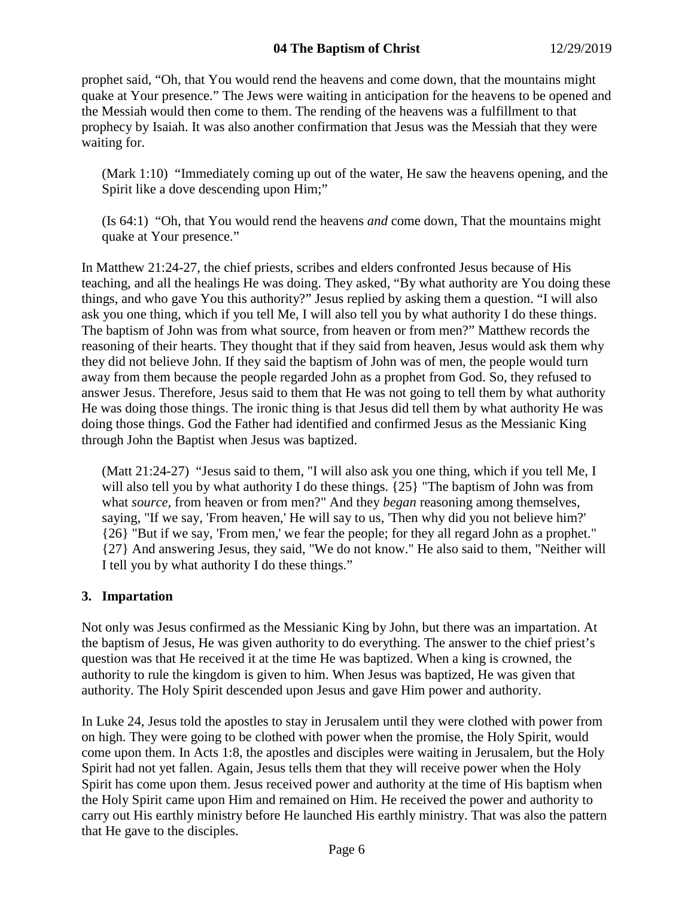prophet said, "Oh, that You would rend the heavens and come down, that the mountains might quake at Your presence." The Jews were waiting in anticipation for the heavens to be opened and the Messiah would then come to them. The rending of the heavens was a fulfillment to that prophecy by Isaiah. It was also another confirmation that Jesus was the Messiah that they were waiting for.

> (Mark 1:10) "Immediately coming up out of the water, He saw the heavens opening, and the Spirit like a dove descending upon Him;"

> (Is 64:1) "Oh, that You would rend the heavens *and* come down, That the mountains might quake at Your presence."

In Matthew 21:24-27, the chief priests, scribes and elders confronted Jesus because of His teaching, and all the healings He was doing. They asked, "By what authority are You doing these things, and who gave You this authority?" Jesus replied by asking them a question. "I will also ask you one thing, which if you tell Me, I will also tell you by what authority I do these things. The baptism of John was from what source, from heaven or from men?" Matthew records the reasoning of their hearts. They thought that if they said from heaven, Jesus would ask them why they did not believe John. If they said the baptism of John was of men, the people would turn away from them because the people regarded John as a prophet from God. So, they refused to answer Jesus. Therefore, Jesus said to them that He was not going to tell them by what authority He was doing those things. The ironic thing is that Jesus did tell them by what authority He was doing those things. God the Father had identified and confirmed Jesus as the Messianic King through John the Baptist when Jesus was baptized.

> (Matt 21:24-27) "Jesus said to them, "I will also ask you one thing, which if you tell Me, I will also tell you by what authority I do these things. {25} "The baptism of John was from what *source,* from heaven or from men?" And they *began* reasoning among themselves, saying, "If we say, 'From heaven,' He will say to us, 'Then why did you not believe him?' {26} "But if we say, 'From men,' we fear the people; for they all regard John as a prophet." {27} And answering Jesus, they said, "We do not know." He also said to them, "Neither will I tell you by what authority I do these things."

### 3. Impartation

Not only was Jesus confirmed as the Messianic King by John, but there was an impartation. At the baptism of Jesus, He was given authority to do everything. The answer to the chief priest's question was that He received it at the time He was baptized. When a king is crowned, the authority to rule the kingdom is given to him. When Jesus was baptized, He was given that authority. The Holy Spirit descended upon Jesus and gave Him power and authority.

In Luke 24, Jesus told the apostles to stay in Jerusalem until they were clothed with power from on high. They were going to be clothed with power when the promise, the Holy Spirit, would come upon them. In Acts 1:8, the apostles and disciples were waiting in Jerusalem, but the Holy Spirit had not yet fallen. Again, Jesus tells them that they will receive power when the Holy Spirit has come upon them. Jesus received power and authority at the time of His baptism when the Holy Spirit came upon Him and remained on Him. He received the power and authority to carry out His earthly ministry before He launched His earthly ministry. That was also the pattern that He gave to the disciples.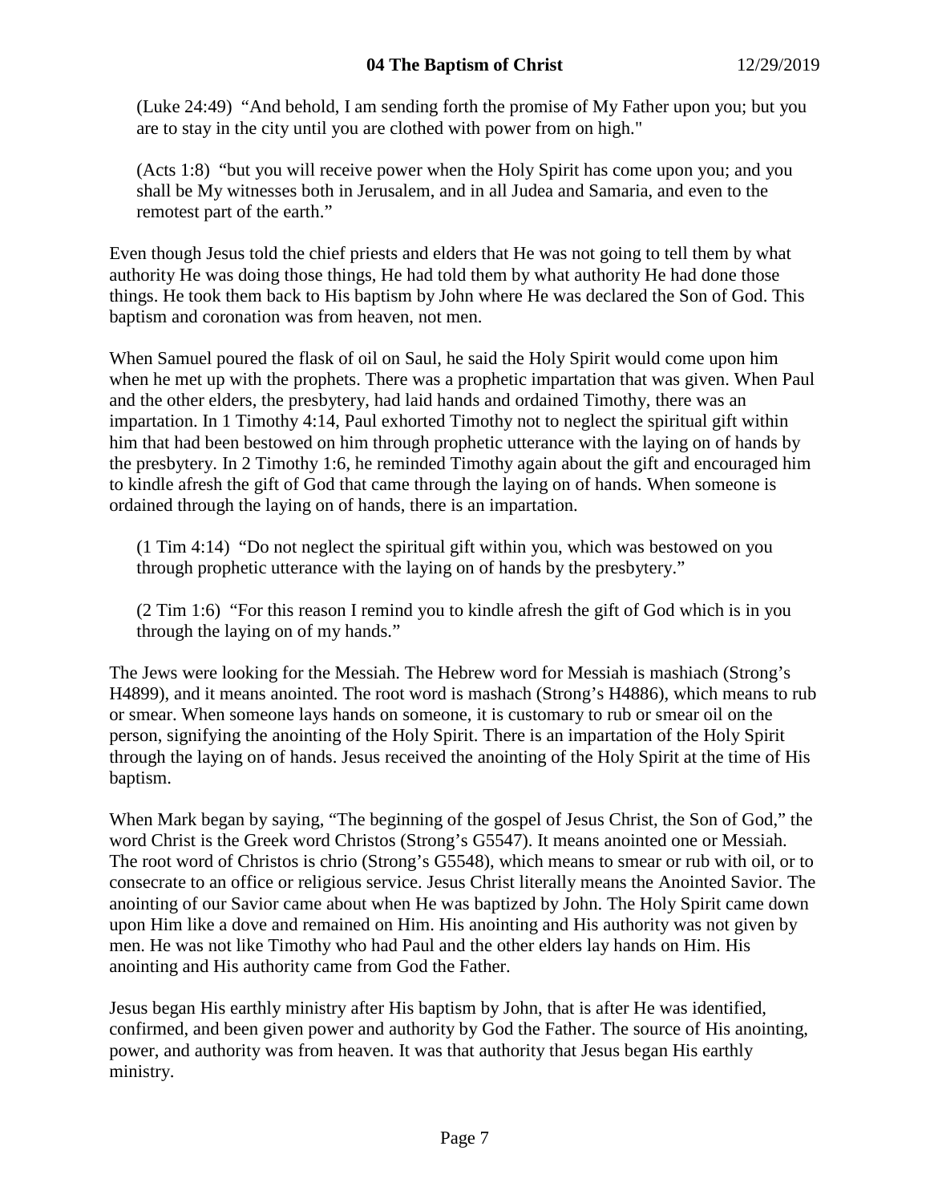(Luke 24:49) "And behold, I am sending forth the promise of My Father upon you; but you are to stay in the city until you are clothed with power from on high."

(Acts 1:8) "but you will receive power when the Holy Spirit has come upon you; and you shall be My witnesses both in Jerusalem, and in all Judea and Samaria, and even to the remotest part of the earth."

Even though Jesus told the chief priests and elders that He was not going to tell them by what authority He was doing those things, He had told them by what authority He had done those things. He took them back to His baptism by John where He was declared the Son of God. This baptism and coronation was from heaven, not men.

When Samuel poured the flask of oil on Saul, he said the Holy Spirit would come upon him when he met up with the prophets. There was a prophetic impartation that was given. When Paul and the other elders, the presbytery, had laid hands and ordained Timothy, there was an impartation. In 1 Timothy 4:14, Paul exhorted Timothy not to neglect the spiritual gift within him that had been bestowed on him through prophetic utterance with the laying on of hands by the presbytery. In 2 Timothy 1:6, he reminded Timothy again about the gift and encouraged him to kindle afresh the gift of God that came through the laying on of hands. When someone is ordained through the laying on of hands, there is an impartation.

(1 Tim 4:14) "Do not neglect the spiritual gift within you, which was bestowed on you through prophetic utterance with the laying on of hands by the presbytery."

(2 Tim 1:6) "For this reason I remind you to kindle afresh the gift of God which is in you through the laying on of my hands."

The Jews were looking for the Messiah. The Hebrew word for Messiah is mashiach (Strong's H4899), and it means anointed. The root word is mashach (Strong's H4886), which means to rub or smear. When someone lays hands on someone, it is customary to rub or smear oil on the person, signifying the anointing of the Holy Spirit. There is an impartation of the Holy Spirit through the laying on of hands. Jesus received the anointing of the Holy Spirit at the time of His baptism.

When Mark began by saying, "The beginning of the gospel of Jesus Christ, the Son of God," the word Christ is the Greek word Christos (Strong's G5547). It means anointed one or Messiah. The root word of Christos is chrio (Strong's G5548), which means to smear or rub with oil, or to consecrate to an office or religious service. Jesus Christ literally means the Anointed Savior. The anointing of our Savior came about when He was baptized by John. The Holy Spirit came down upon Him like a dove and remained on Him. His anointing and His authority was not given by men. He was not like Timothy who had Paul and the other elders lay hands on Him. His anointing and His authority came from God the Father.

Jesus began His earthly ministry after His baptism by John, that is after He was identified, confirmed, and been given power and authority by God the Father. The source of His anointing, power, and authority was from heaven. It was that authority that Jesus began His earthly ministry.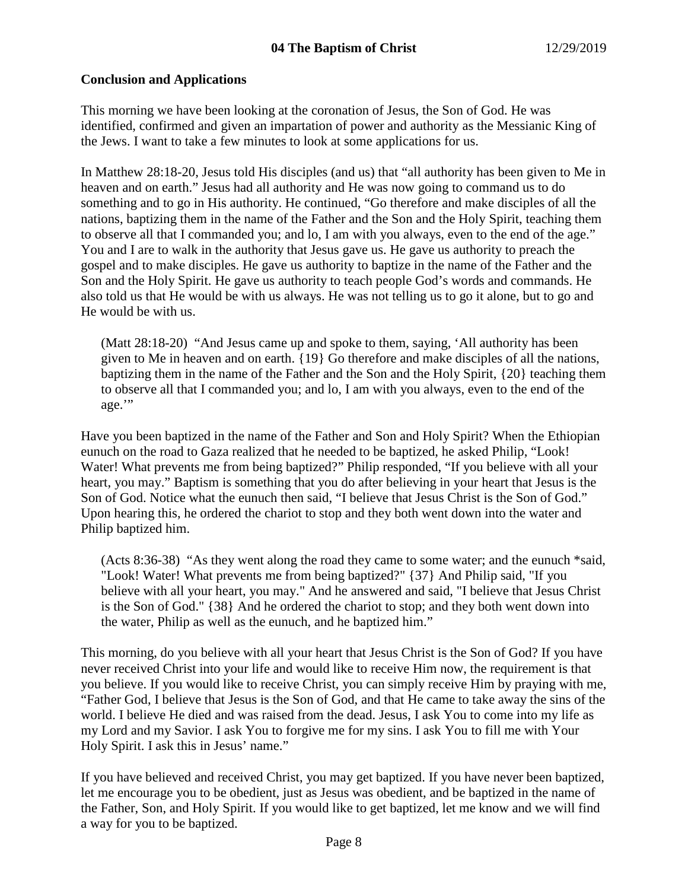## Conclusion and Applications

This morning we have been looking at the coronation of Jesus, the Son of God. He was identified, confirmed and given an impartation of power and authority as the Messianic King of the Jews. I want to take a few minutes to look at some applications for us.

In Matthew 28:18-20, Jesus told His disciples (and us) that "all authority has been given to Me in heaven and on earth." Jesus had all authority and He was now going to command us to do something and to go in His authority. He continued, "Go therefore and make disciples of all the nations, baptizing them in the name of the Father and the Son and the Holy Spirit, teaching them to observe all that I commanded you; and lo, I am with you always, even to the end of the age." You and I are to walk in the authority that Jesus gave us. He gave us authority to preach the gospel and to make disciples. He gave us authority to baptize in the name of the Father and the Son and the Holy Spirit. He gave us authority to teach people God's words and commands. He also told us that He would be with us always. He was not telling us to go it alone, but to go and He would be with us.

> (Matt 28:18-20) "And Jesus came up and spoke to them, saying, 'All authority has been given to Me in heaven and on earth. {19} Go therefore and make disciples of all the nations, baptizing them in the name of the Father and the Son and the Holy Spirit, {20} teaching them to observe all that I commanded you; and lo, I am with you always, even to the end of the age.'"

Have you been baptized in the name of the Father and Son and Holy Spirit? When the Ethiopian eunuch on the road to Gaza realized that he needed to be baptized, he asked Philip, "Look! Water! What prevents me from being baptized?" Philip responded, "If you believe with all your heart, you may." Baptism is something that you do after believing in your heart that Jesus is the Son of God. Notice what the eunuch then said, "I believe that Jesus Christ is the Son of God." Upon hearing this, he ordered the chariot to stop and they both went down into the water and Philip baptized him.

> (Acts 8:36-38) "As they went along the road they came to some water; and the eunuch *said, "Look! Water! What prevents me from being baptized?" {37} And Philip said, "If you believe with all your heart, you may." And he answered and said, "I believe that Jesus Christ is the Son of God." {38} And he ordered the chariot to stop; and they both went down into the water, Philip as well as the eunuch, and he baptized him."

This morning, do you believe with all your heart that Jesus Christ is the Son of God? If you have never received Christ into your life and would like to receive Him now, the requirement is that you believe. If you would like to receive Christ, you can simply receive Him by praying with me, "Father God, I believe that Jesus is the Son of God, and that He came to take away the sins of the world. I believe He died and was raised from the dead. Jesus, I ask You to come into my life as my Lord and my Savior. I ask You to forgive me for my sins. I ask You to fill me with Your Holy Spirit. I ask this in Jesus' name."

If you have believed and received Christ, you may get baptized. If you have never been baptized, let me encourage you to be obedient, just as Jesus was obedient, and be baptized in the name of the Father, Son, and Holy Spirit. If you would like to get baptized, let me know and we will find a way for you to be baptized.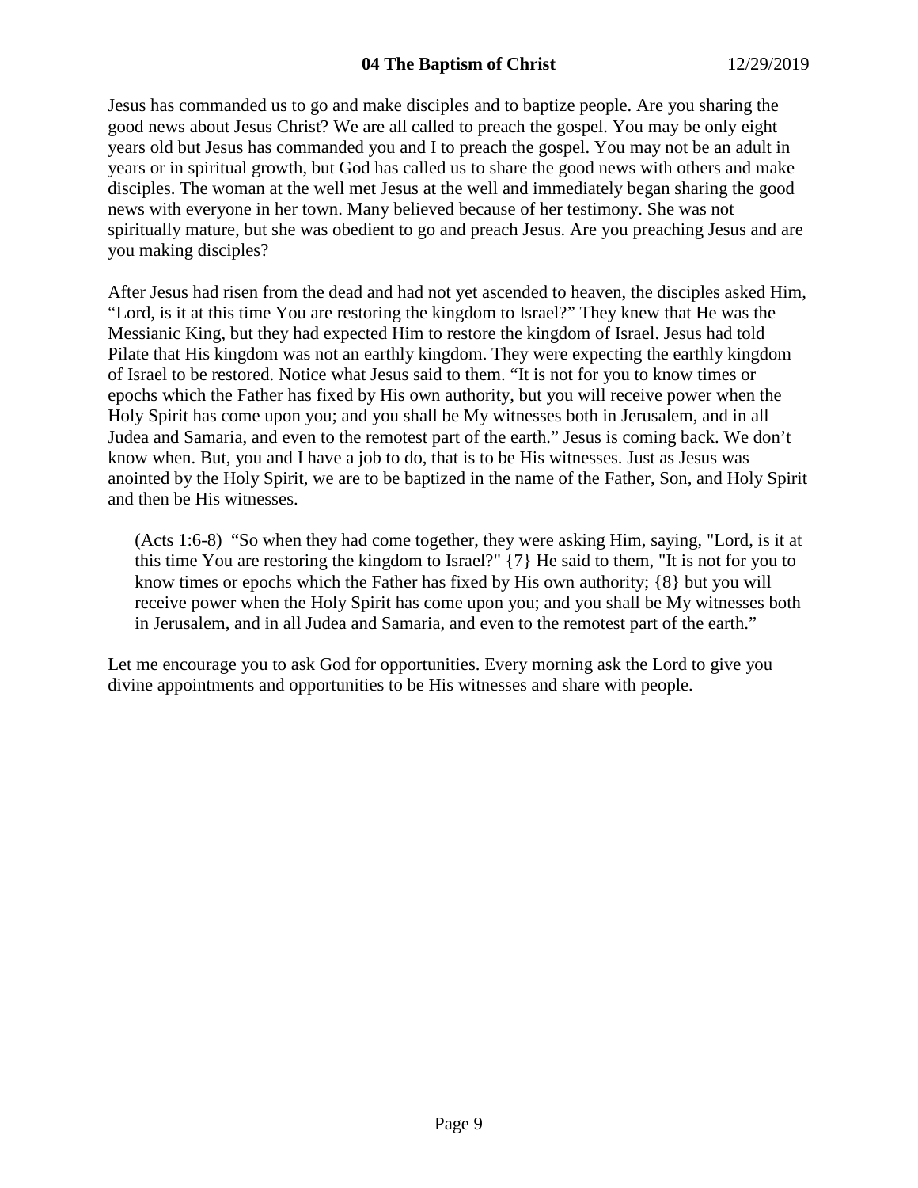Jesus has commanded us to go and make disciples and to baptize people. Are you sharing the good news about Jesus Christ? We are all called to preach the gospel. You may be only eight years old but Jesus has commanded you and I to preach the gospel. You may not be an adult in years or in spiritual growth, but God has called us to share the good news with others and make disciples. The woman at the well met Jesus at the well and immediately began sharing the good news with everyone in her town. Many believed because of her testimony. She was not spiritually mature, but she was obedient to go and preach Jesus. Are you preaching Jesus and are you making disciples?

After Jesus had risen from the dead and had not yet ascended to heaven, the disciples asked Him, "Lord, is it at this time You are restoring the kingdom to Israel?" They knew that He was the Messianic King, but they had expected Him to restore the kingdom of Israel. Jesus had told Pilate that His kingdom was not an earthly kingdom. They were expecting the earthly kingdom of Israel to be restored. Notice what Jesus said to them. "It is not for you to know times or epochs which the Father has fixed by His own authority, but you will receive power when the Holy Spirit has come upon you; and you shall be My witnesses both in Jerusalem, and in all Judea and Samaria, and even to the remotest part of the earth." Jesus is coming back. We don't know when. But, you and I have a job to do, that is to be His witnesses. Just as Jesus was anointed by the Holy Spirit, we are to be baptized in the name of the Father, Son, and Holy Spirit and then be His witnesses.

> (Acts 1:6-8) "So when they had come together, they were asking Him, saying, "Lord, is it at this time You are restoring the kingdom to Israel?" {7} He said to them, "It is not for you to know times or epochs which the Father has fixed by His own authority; {8} but you will receive power when the Holy Spirit has come upon you; and you shall be My witnesses both in Jerusalem, and in all Judea and Samaria, and even to the remotest part of the earth."

Let me encourage you to ask God for opportunities. Every morning ask the Lord to give you divine appointments and opportunities to be His witnesses and share with people.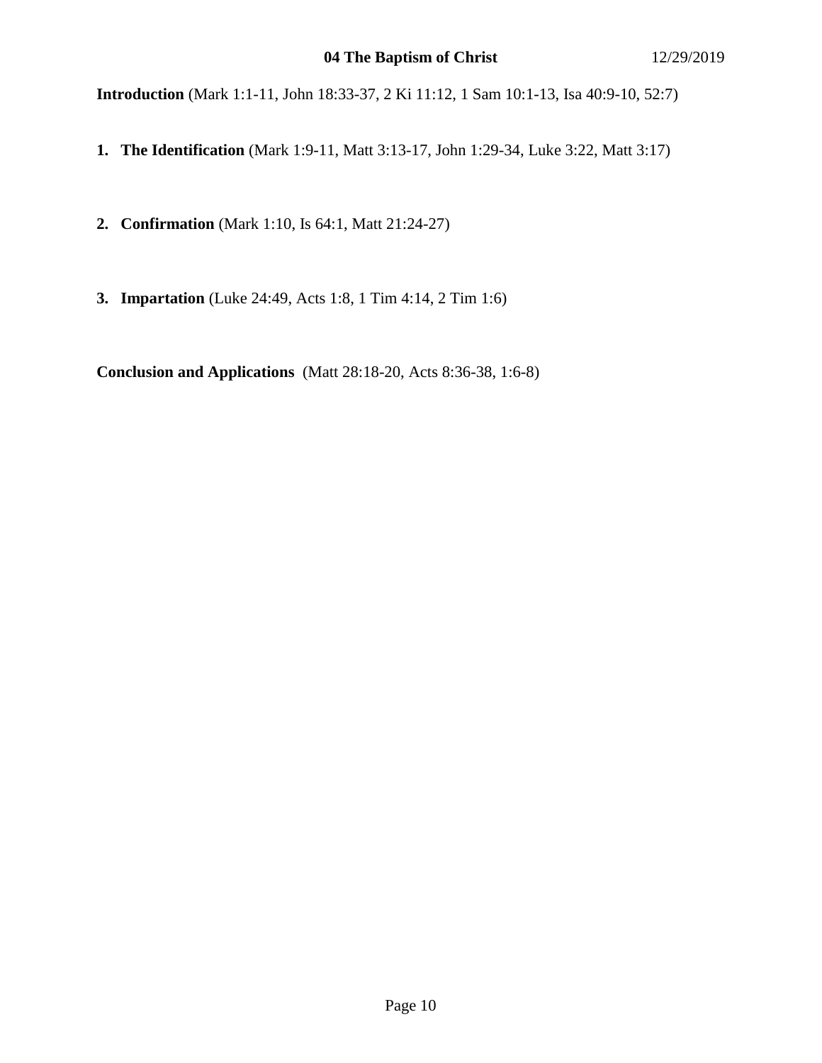**04 The Baptism of Christ** 12/29/2019

**Introduction** (Mark 1:1-11, John 18:33-37, 2 Ki 11:12, 1 Sam 10:1-13, Isa 40:9-10, 52:7)

1. **The Identification** (Mark 1:9-11, Matt 3:13-17, John 1:29-34, Luke 3:22, Matt 3:17)

2. **Confirmation** (Mark 1:10, Is 64:1, Matt 21:24-27)

3. **Impartation** (Luke 24:49, Acts 1:8, 1 Tim 4:14, 2 Tim 1:6)

**Conclusion and Applications** (Matt 28:18-20, Acts 8:36-38, 1:6-8)